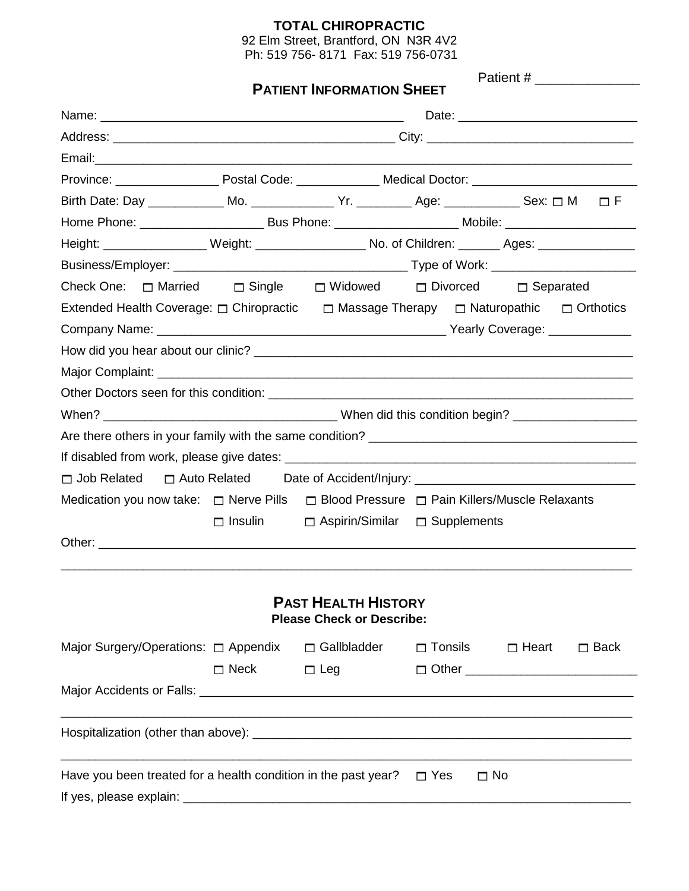**TOTAL CHIROPRACTIC**
92 Elm Street, Brantford, ON N3R 4V2
Ph: 519 756- 8171 Fax: 519 756-0731

Patient # ______________

## PATIENT INFORMATION SHEET

Name: ____________________________________________ Date: __________________________

Address: _________________________________________ City: ______________________________

Email: ____________________________________________________________________________

Province: _______________ Postal Code: ____________ Medical Doctor: ________________________

Birth Date: Day ___________ Mo. ____________ Yr. ________ Age: ___________ Sex: ☐ M ☐ F

Home Phone: __________________ Bus Phone: __________________ Mobile: ___________________

Height: _______________ Weight: ________________ No. of Children: ______ Ages: ______________

Business/Employer: __________________________________ Type of Work: _____________________

Check One: ☐ Married ☐ Single ☐ Widowed ☐ Divorced ☐ Separated

Extended Health Coverage: ☐ Chiropractic ☐ Massage Therapy ☐ Naturopathic ☐ Orthotics

Company Name: __________________________________________ Yearly Coverage: ____________

How did you hear about our clinic? ________________________________________________________

Major Complaint: _______________________________________________________________________

Other Doctors seen for this condition: _____________________________________________________

When? __________________________________ When did this condition begin? __________________

Are there others in your family with the same condition? _______________________________________

If disabled from work, please give dates: ___________________________________________________

☐ Job Related ☐ Auto Related Date of Accident/Injury: ________________________________

Medication you now take: ☐ Nerve Pills ☐ Blood Pressure ☐ Pain Killers/Muscle Relaxants

☐ Insulin ☐ Aspirin/Similar ☐ Supplements

Other: _______________________________________________________________________________

_____________________________________________________________________________________

## PAST HEALTH HISTORY

**Please Check or Describe:**

Major Surgery/Operations: ☐ Appendix ☐ Gallbladder ☐ Tonsils ☐ Heart ☐ Back

☐ Neck ☐ Leg ☐ Other ________________________

Major Accidents or Falls: _________________________________________________________________

_____________________________________________________________________________________

Hospitalization (other than above): _________________________________________________________

_____________________________________________________________________________________

Have you been treated for a health condition in the past year? ☐ Yes ☐ No

If yes, please explain: ____________________________________________________________________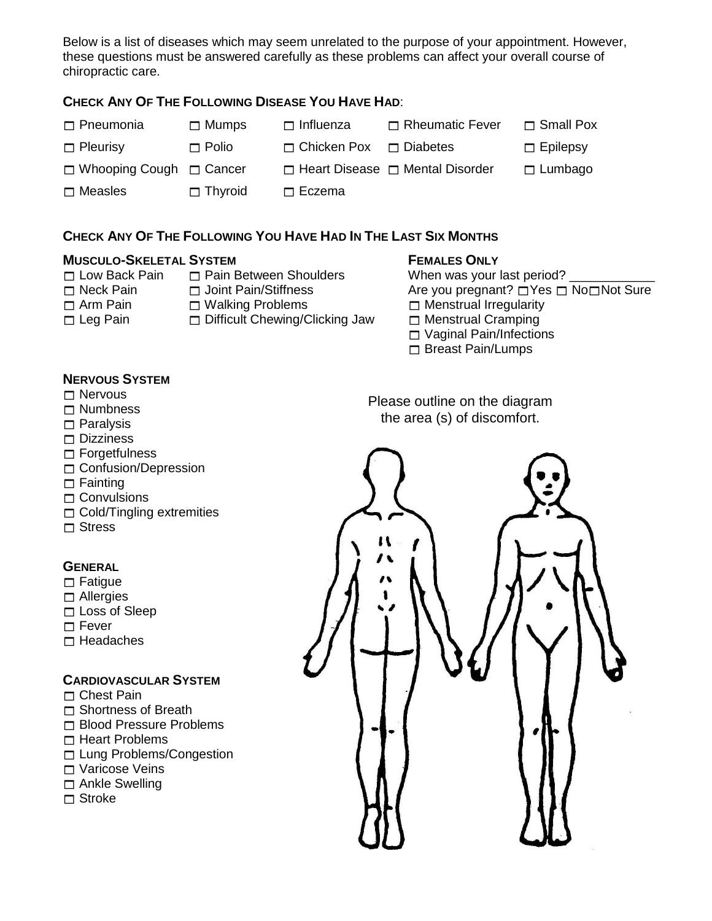Below is a list of diseases which may seem unrelated to the purpose of your appointment. However, these questions must be answered carefully as these problems can affect your overall course of chiropractic care.

**CHECK ANY OF THE FOLLOWING DISEASE YOU HAVE HAD**:

| | | | | |
|---|---|---|---|---|
| ☐ Pneumonia | ☐ Mumps | ☐ Influenza | ☐ Rheumatic Fever | ☐ Small Pox |
| ☐ Pleurisy | ☐ Polio | ☐ Chicken Pox | ☐ Diabetes | ☐ Epilepsy |
| ☐ Whooping Cough | ☐ Cancer | ☐ Heart Disease | ☐ Mental Disorder | ☐ Lumbago |
| ☐ Measles | ☐ Thyroid | ☐ Eczema | | |

**CHECK ANY OF THE FOLLOWING YOU HAVE HAD IN THE LAST SIX MONTHS**

**MUSCULO-SKELETAL SYSTEM**

- ☐ Low Back Pain
- ☐ Neck Pain
- ☐ Arm Pain
- ☐ Leg Pain
- ☐ Pain Between Shoulders
- ☐ Joint Pain/Stiffness
- ☐ Walking Problems
- ☐ Difficult Chewing/Clicking Jaw

**FEMALES ONLY**

When was your last period? ___________

Are you pregnant? ☐Yes ☐ No☐Not Sure

- ☐ Menstrual Irregularity
- ☐ Menstrual Cramping
- ☐ Vaginal Pain/Infections
- ☐ Breast Pain/Lumps

**NERVOUS SYSTEM**

- ☐ Nervous
- ☐ Numbness
- ☐ Paralysis
- ☐ Dizziness
- ☐ Forgetfulness
- ☐ Confusion/Depression
- ☐ Fainting
- ☐ Convulsions
- ☐ Cold/Tingling extremities
- ☐ Stress

**GENERAL**

- ☐ Fatigue
- ☐ Allergies
- ☐ Loss of Sleep
- ☐ Fever
- ☐ Headaches

**CARDIOVASCULAR SYSTEM**

- ☐ Chest Pain
- ☐ Shortness of Breath
- ☐ Blood Pressure Problems
- ☐ Heart Problems
- ☐ Lung Problems/Congestion
- ☐ Varicose Veins
- ☐ Ankle Swelling
- ☐ Stroke

Please outline on the diagram the area (s) of discomfort.